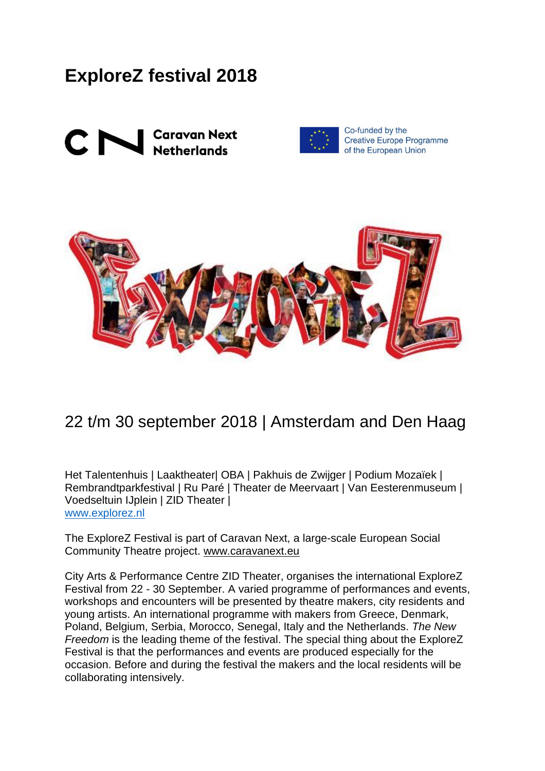# ExploreZ festival 2018

Caravan Next Netherlands

Co-funded by the Creative Europe Programme of the European Union

22 t/m 30 september 2018 | Amsterdam and Den Haag

Het Talentenhuis | Laaktheater| OBA | Pakhuis de Zwijger | Podium Mozaïek | Rembrandtparkfestival | Ru Paré | Theater de Meervaart | Van Eesterenmuseum | Voedseltuin IJplein | ZID Theater |
www.explorez.nl

The ExploreZ Festival is part of Caravan Next, a large-scale European Social Community Theatre project. www.caravanext.eu

City Arts & Performance Centre ZID Theater, organises the international ExploreZ Festival from 22 - 30 September. A varied programme of performances and events, workshops and encounters will be presented by theatre makers, city residents and young artists. An international programme with makers from Greece, Denmark, Poland, Belgium, Serbia, Morocco, Senegal, Italy and the Netherlands. *The New Freedom* is the leading theme of the festival. The special thing about the ExploreZ Festival is that the performances and events are produced especially for the occasion. Before and during the festival the makers and the local residents will be collaborating intensively.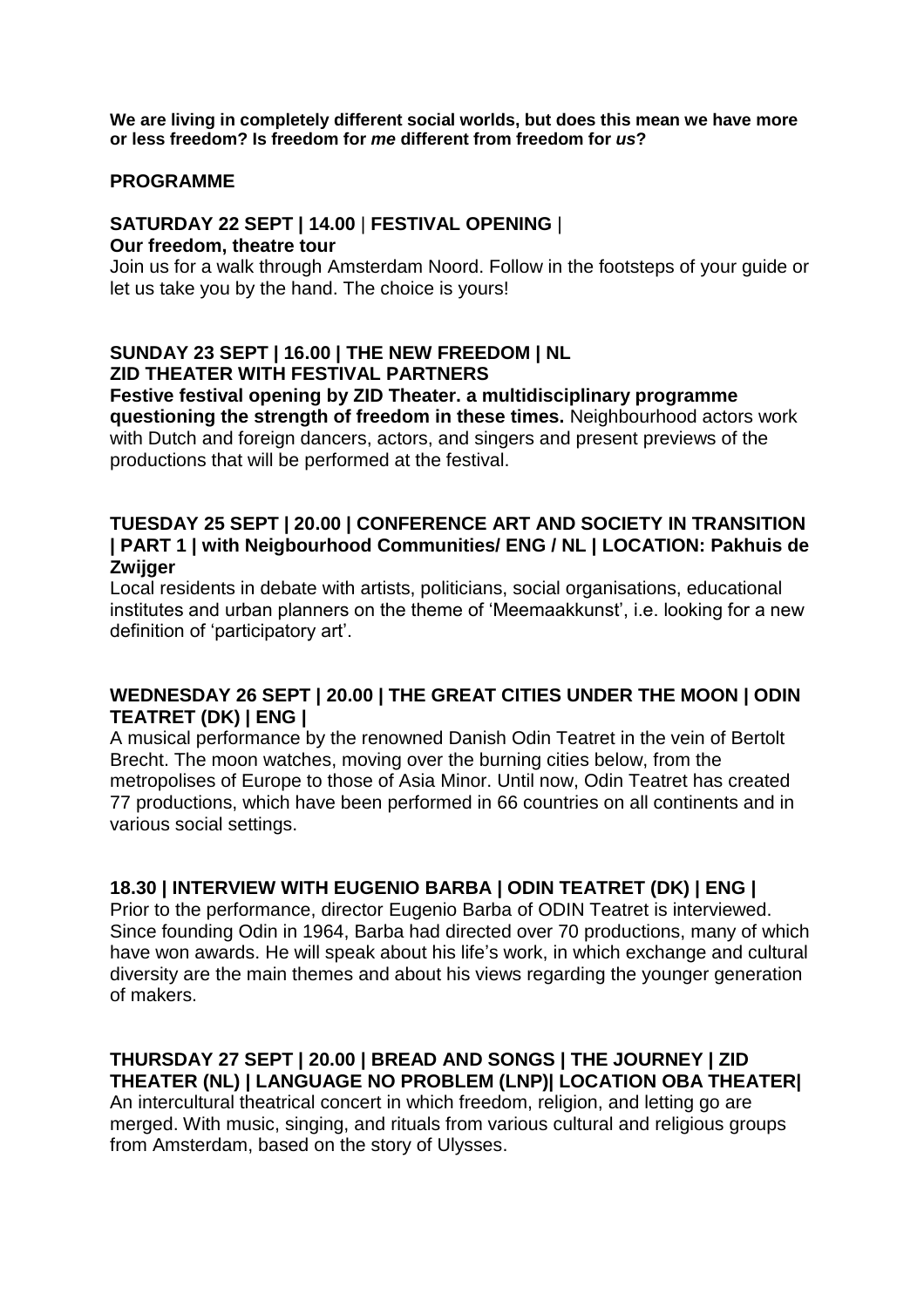**We are living in completely different social worlds, but does this mean we have more or less freedom? Is freedom for *me* different from freedom for *us*?**

## PROGRAMME

### SATURDAY 22 SEPT | 14.00 | FESTIVAL OPENING | Our freedom, theatre tour

Join us for a walk through Amsterdam Noord. Follow in the footsteps of your guide or let us take you by the hand. The choice is yours!

### SUNDAY 23 SEPT | 16.00 | THE NEW FREEDOM | NL ZID THEATER WITH FESTIVAL PARTNERS

**Festive festival opening by ZID Theater. a multidisciplinary programme questioning the strength of freedom in these times.** Neighbourhood actors work with Dutch and foreign dancers, actors, and singers and present previews of the productions that will be performed at the festival.

### TUESDAY 25 SEPT | 20.00 | CONFERENCE ART AND SOCIETY IN TRANSITION | PART 1 | with Neigbourhood Communities/ ENG / NL | LOCATION: Pakhuis de Zwijger

Local residents in debate with artists, politicians, social organisations, educational institutes and urban planners on the theme of 'Meemaakkunst', i.e. looking for a new definition of 'participatory art'.

### WEDNESDAY 26 SEPT | 20.00 | THE GREAT CITIES UNDER THE MOON | ODIN TEATRET (DK) | ENG |

A musical performance by the renowned Danish Odin Teatret in the vein of Bertolt Brecht. The moon watches, moving over the burning cities below, from the metropolises of Europe to those of Asia Minor. Until now, Odin Teatret has created 77 productions, which have been performed in 66 countries on all continents and in various social settings.

### 18.30 | INTERVIEW WITH EUGENIO BARBA | ODIN TEATRET (DK) | ENG |

Prior to the performance, director Eugenio Barba of ODIN Teatret is interviewed. Since founding Odin in 1964, Barba had directed over 70 productions, many of which have won awards. He will speak about his life's work, in which exchange and cultural diversity are the main themes and about his views regarding the younger generation of makers.

### THURSDAY 27 SEPT | 20.00 | BREAD AND SONGS | THE JOURNEY | ZID THEATER (NL) | LANGUAGE NO PROBLEM (LNP)| LOCATION OBA THEATER|

An intercultural theatrical concert in which freedom, religion, and letting go are merged. With music, singing, and rituals from various cultural and religious groups from Amsterdam, based on the story of Ulysses.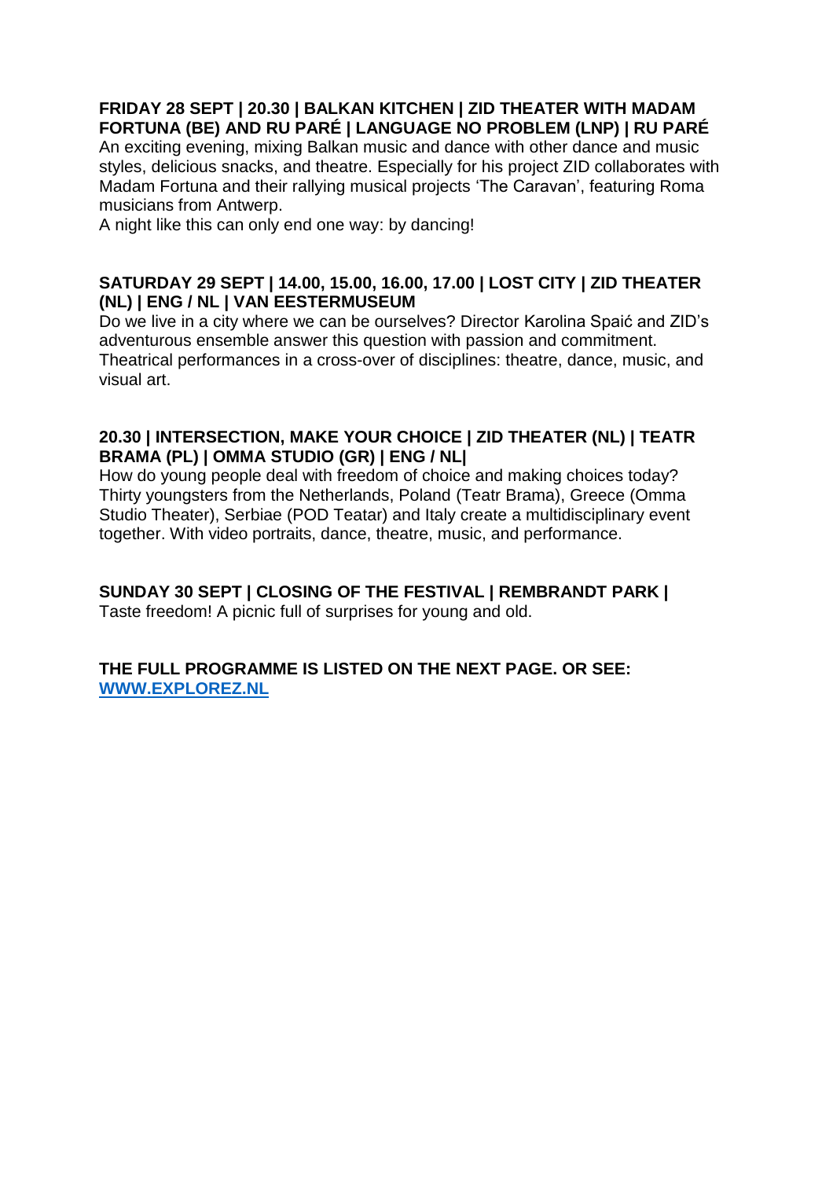**FRIDAY 28 SEPT | 20.30 | BALKAN KITCHEN | ZID THEATER WITH MADAM FORTUNA (BE) AND RU PARÉ | LANGUAGE NO PROBLEM (LNP) | RU PARÉ**

An exciting evening, mixing Balkan music and dance with other dance and music styles, delicious snacks, and theatre. Especially for his project ZID collaborates with Madam Fortuna and their rallying musical projects 'The Caravan', featuring Roma musicians from Antwerp.

A night like this can only end one way: by dancing!

**SATURDAY 29 SEPT | 14.00, 15.00, 16.00, 17.00 | LOST CITY | ZID THEATER (NL) | ENG / NL | VAN EESTERMUSEUM**

Do we live in a city where we can be ourselves? Director Karolina Spaić and ZID's adventurous ensemble answer this question with passion and commitment. Theatrical performances in a cross-over of disciplines: theatre, dance, music, and visual art.

**20.30 | INTERSECTION, MAKE YOUR CHOICE | ZID THEATER (NL) | TEATR BRAMA (PL) | OMMA STUDIO (GR) | ENG / NL|**

How do young people deal with freedom of choice and making choices today? Thirty youngsters from the Netherlands, Poland (Teatr Brama), Greece (Omma Studio Theater), Serbiae (POD Teatar) and Italy create a multidisciplinary event together. With video portraits, dance, theatre, music, and performance.

**SUNDAY 30 SEPT | CLOSING OF THE FESTIVAL | REMBRANDT PARK |**

Taste freedom! A picnic full of surprises for young and old.

**THE FULL PROGRAMME IS LISTED ON THE NEXT PAGE. OR SEE: [WWW.EXPLOREZ.NL](http://www.explorez.nl)**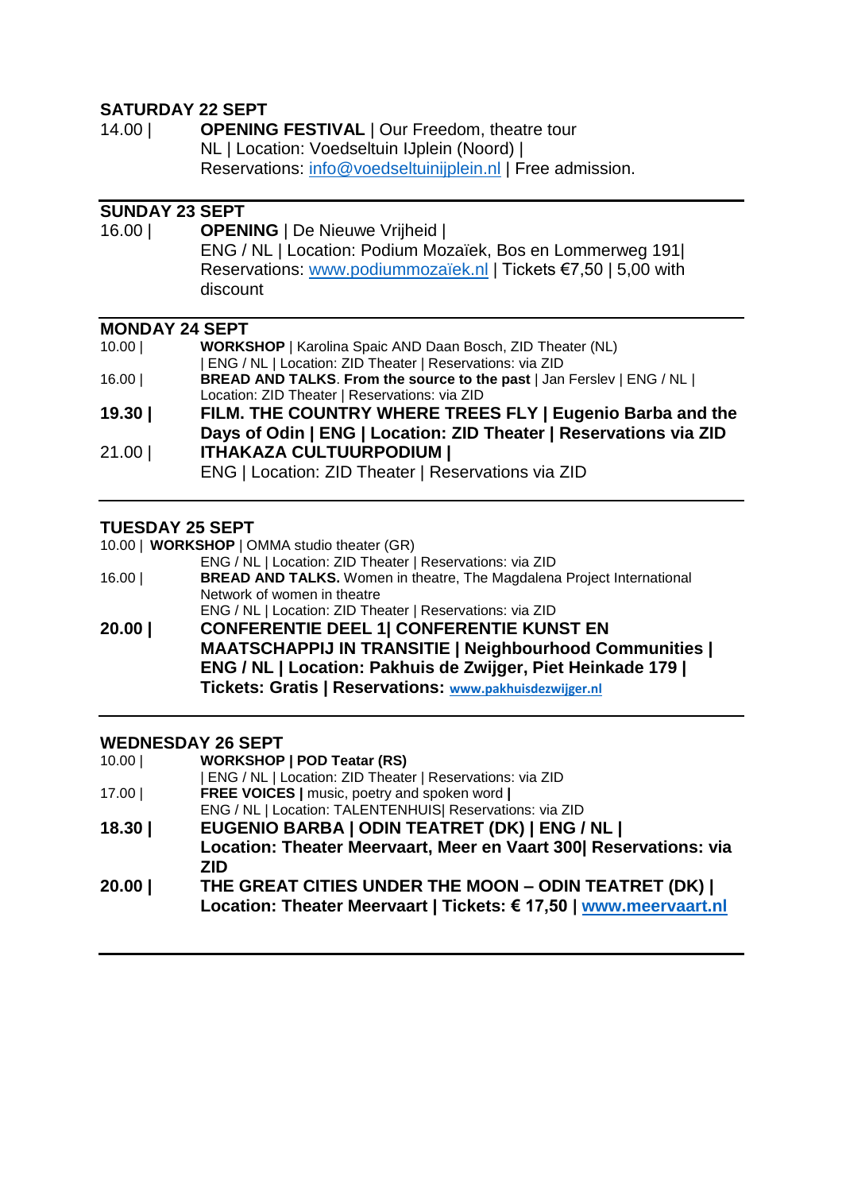**SATURDAY 22 SEPT**

14.00 | **OPENING FESTIVAL** | Our Freedom, theatre tour
NL | Location: Voedseltuin IJplein (Noord) |
Reservations: info@voedseltuinijplein.nl | Free admission.

---

**SUNDAY 23 SEPT**

16.00 | **OPENING** | De Nieuwe Vrijheid |
ENG / NL | Location: Podium Mozaïek, Bos en Lommerweg 191|
Reservations: www.podiummozaïek.nl | Tickets €7,50 | 5,00 with discount

---

**MONDAY 24 SEPT**

10.00 | **WORKSHOP** | Karolina Spaic AND Daan Bosch, ZID Theater (NL)
| ENG / NL | Location: ZID Theater | Reservations: via ZID

16.00 | **BREAD AND TALKS**. **From the source to the past** | Jan Ferslev | ENG / NL |
Location: ZID Theater | Reservations: via ZID

**19.30 | FILM. THE COUNTRY WHERE TREES FLY | Eugenio Barba and the Days of Odin | ENG | Location: ZID Theater | Reservations via ZID**

21.00 | **ITHAKAZA CULTUURPODIUM |**
ENG | Location: ZID Theater | Reservations via ZID

---

**TUESDAY 25 SEPT**

10.00 | **WORKSHOP** | OMMA studio theater (GR)
ENG / NL | Location: ZID Theater | Reservations: via ZID

16.00 | **BREAD AND TALKS.** Women in theatre, The Magdalena Project International Network of women in theatre
ENG / NL | Location: ZID Theater | Reservations: via ZID

**20.00 | CONFERENTIE DEEL 1| CONFERENTIE KUNST EN MAATSCHAPPIJ IN TRANSITIE | Neighbourhood Communities | ENG / NL | Location: Pakhuis de Zwijger, Piet Heinkade 179 | Tickets: Gratis | Reservations: www.pakhuisdezwijger.nl**

---

**WEDNESDAY 26 SEPT**

10.00 | **WORKSHOP | POD Teatar (RS)**
| ENG / NL | Location: ZID Theater | Reservations: via ZID

17.00 | **FREE VOICES |** music, poetry and spoken word **|**
ENG / NL | Location: TALENTENHUIS| Reservations: via ZID

**18.30 | EUGENIO BARBA | ODIN TEATRET (DK) | ENG / NL | Location: Theater Meervaart, Meer en Vaart 300| Reservations: via ZID**

**20.00 | THE GREAT CITIES UNDER THE MOON – ODIN TEATRET (DK) | Location: Theater Meervaart | Tickets: € 17,50 | www.meervaart.nl**

---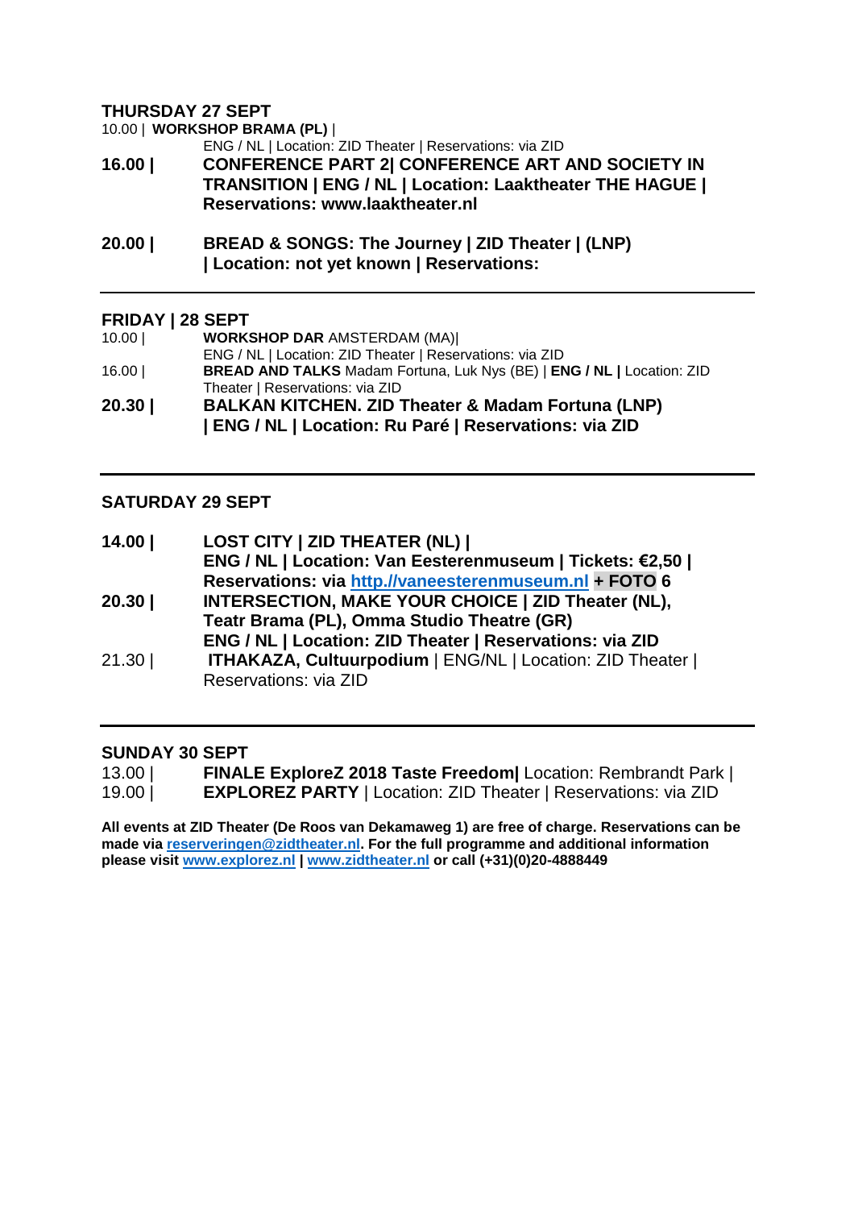## THURSDAY 27 SEPT

10.00 | **WORKSHOP BRAMA (PL)** |
ENG / NL | Location: ZID Theater | Reservations: via ZID

**16.00 | CONFERENCE PART 2| CONFERENCE ART AND SOCIETY IN TRANSITION | ENG / NL | Location: Laaktheater THE HAGUE | Reservations: www.laaktheater.nl**

**20.00 | BREAD & SONGS: The Journey | ZID Theater | (LNP) | Location: not yet known | Reservations:**

---

## FRIDAY | 28 SEPT

10.00 | **WORKSHOP DAR** AMSTERDAM (MA)|
ENG / NL | Location: ZID Theater | Reservations: via ZID

16.00 | **BREAD AND TALKS** Madam Fortuna, Luk Nys (BE) | **ENG / NL |** Location: ZID Theater | Reservations: via ZID

**20.30 | BALKAN KITCHEN. ZID Theater & Madam Fortuna (LNP) | ENG / NL | Location: Ru Paré | Reservations: via ZID**

---

## SATURDAY 29 SEPT

**14.00 | LOST CITY | ZID THEATER (NL) | ENG / NL | Location: Van Eesterenmuseum | Tickets: €2,50 | Reservations: via http.//vaneesterenmuseum.nl + FOTO 6**

**20.30 | INTERSECTION, MAKE YOUR CHOICE | ZID Theater (NL), Teatr Brama (PL), Omma Studio Theatre (GR) ENG / NL | Location: ZID Theater | Reservations: via ZID**

21.30 | **ITHAKAZA, Cultuurpodium** | ENG/NL | Location: ZID Theater | Reservations: via ZID

---

## SUNDAY 30 SEPT

13.00 | **FINALE ExploreZ 2018 Taste Freedom|** Location: Rembrandt Park |

19.00 | **EXPLOREZ PARTY** | Location: ZID Theater | Reservations: via ZID

**All events at ZID Theater (De Roos van Dekamaweg 1) are free of charge. Reservations can be made via reserveringen@zidtheater.nl. For the full programme and additional information please visit www.explorez.nl | www.zidtheater.nl or call (+31)(0)20-4888449**